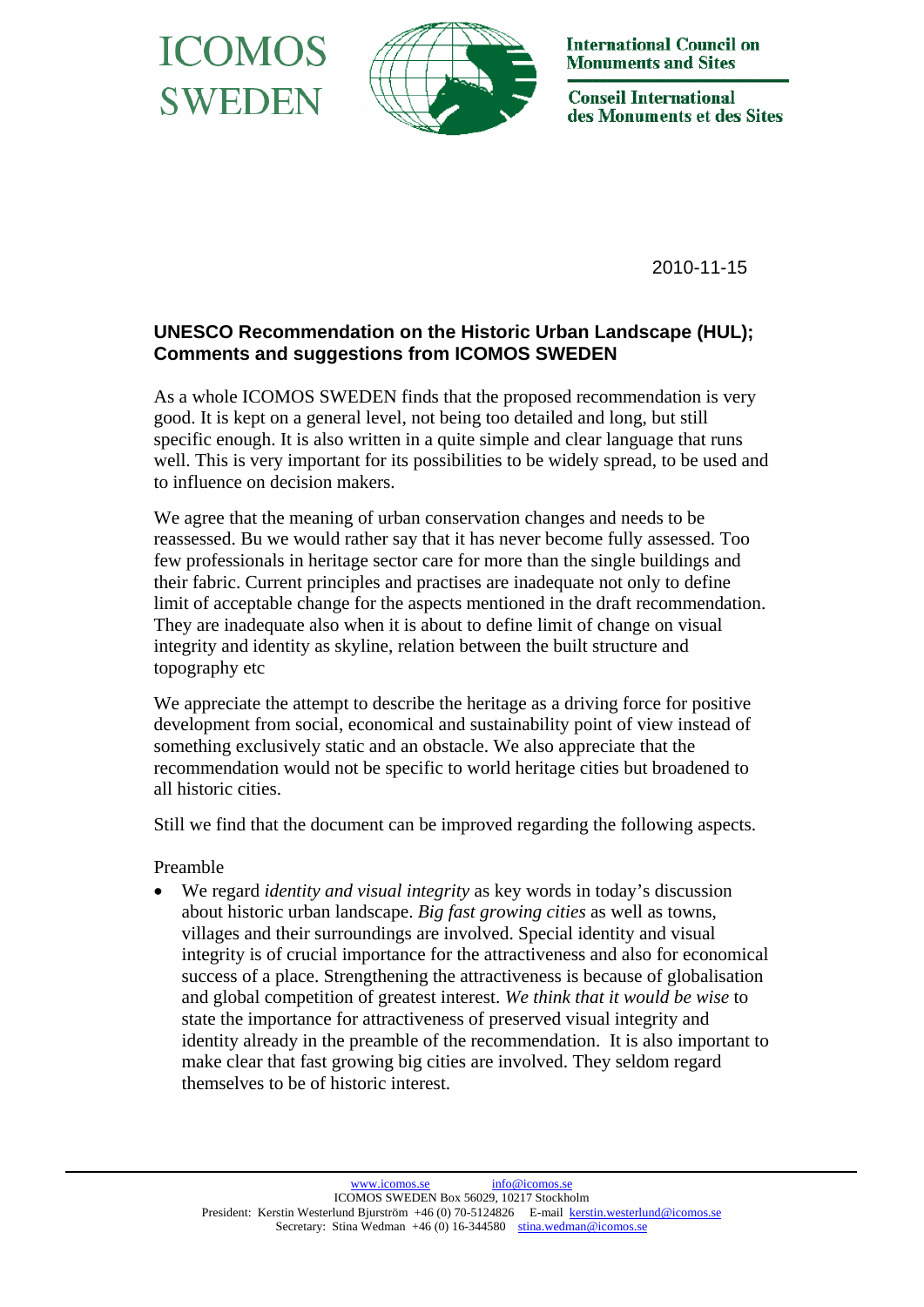ICOMOS SWEDEN

International Council on Monuments and Sites

Conseil International des Monuments et des Sites

2010-11-15

**UNESCO Recommendation on the Historic Urban Landscape (HUL); Comments and suggestions from ICOMOS SWEDEN**

As a whole ICOMOS SWEDEN finds that the proposed recommendation is very good. It is kept on a general level, not being too detailed and long, but still specific enough. It is also written in a quite simple and clear language that runs well. This is very important for its possibilities to be widely spread, to be used and to influence on decision makers.

We agree that the meaning of urban conservation changes and needs to be reassessed. Bu we would rather say that it has never become fully assessed. Too few professionals in heritage sector care for more than the single buildings and their fabric. Current principles and practises are inadequate not only to define limit of acceptable change for the aspects mentioned in the draft recommendation. They are inadequate also when it is about to define limit of change on visual integrity and identity as skyline, relation between the built structure and topography etc

We appreciate the attempt to describe the heritage as a driving force for positive development from social, economical and sustainability point of view instead of something exclusively static and an obstacle. We also appreciate that the recommendation would not be specific to world heritage cities but broadened to all historic cities.

Still we find that the document can be improved regarding the following aspects.

Preamble

- We regard *identity and visual integrity* as key words in today's discussion about historic urban landscape. *Big fast growing cities* as well as towns, villages and their surroundings are involved. Special identity and visual integrity is of crucial importance for the attractiveness and also for economical success of a place. Strengthening the attractiveness is because of globalisation and global competition of greatest interest. *We think that it would be wise* to state the importance for attractiveness of preserved visual integrity and identity already in the preamble of the recommendation. It is also important to make clear that fast growing big cities are involved. They seldom regard themselves to be of historic interest.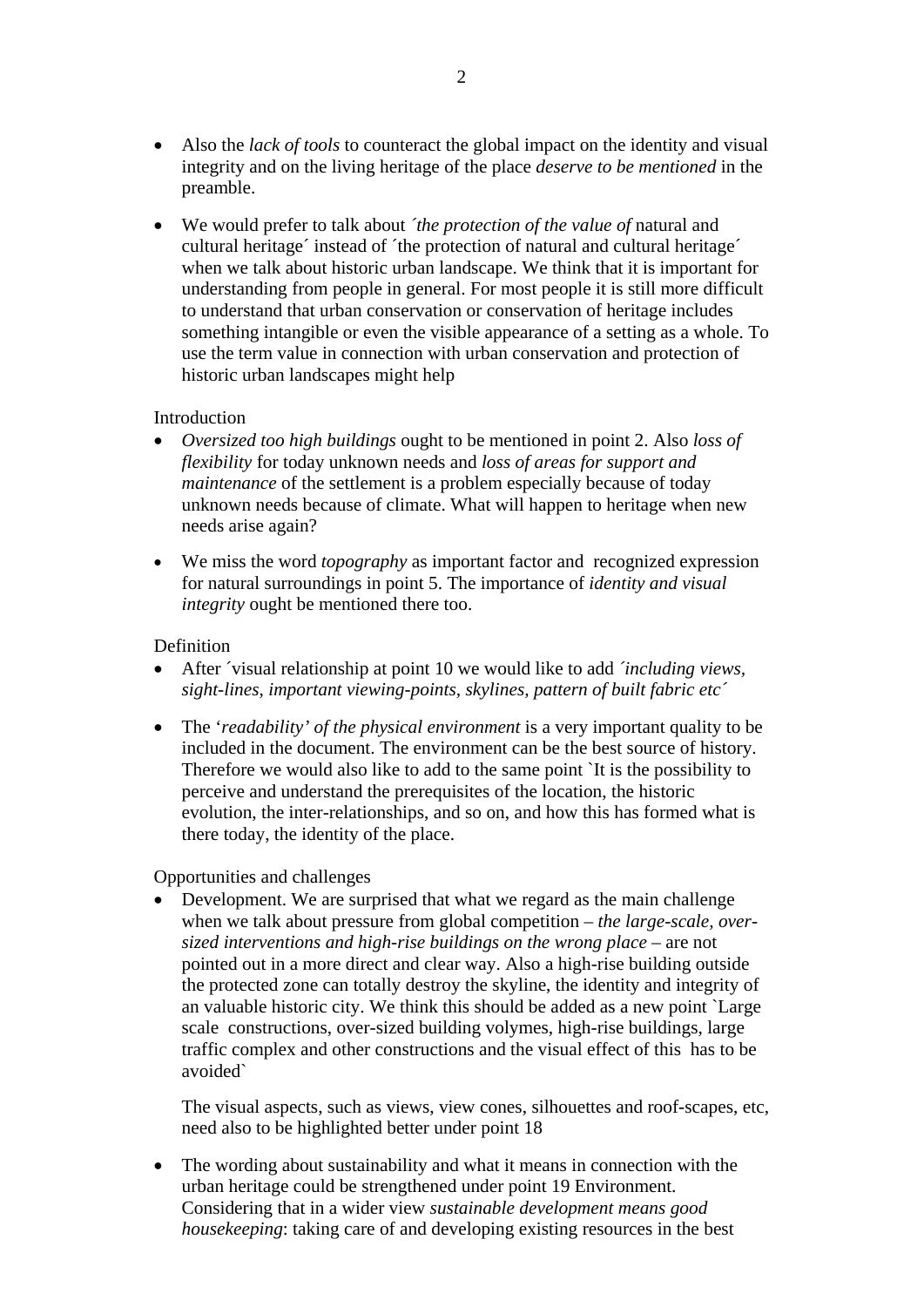- Also the *lack of tools* to counteract the global impact on the identity and visual integrity and on the living heritage of the place *deserve to be mentioned* in the preamble.

- We would prefer to talk about ´*the protection of the value of* natural and cultural heritage´ instead of ´the protection of natural and cultural heritage´ when we talk about historic urban landscape. We think that it is important for understanding from people in general. For most people it is still more difficult to understand that urban conservation or conservation of heritage includes something intangible or even the visible appearance of a setting as a whole. To use the term value in connection with urban conservation and protection of historic urban landscapes might help

Introduction

- *Oversized too high buildings* ought to be mentioned in point 2. Also *loss of flexibility* for today unknown needs and *loss of areas for support and maintenance* of the settlement is a problem especially because of today unknown needs because of climate. What will happen to heritage when new needs arise again?

- We miss the word *topography* as important factor and recognized expression for natural surroundings in point 5. The importance of *identity and visual integrity* ought be mentioned there too.

Definition

- After ´visual relationship at point 10 we would like to add ´*including views, sight-lines, important viewing-points, skylines, pattern of built fabric etc*´

- The '*readability' of the physical environment* is a very important quality to be included in the document. The environment can be the best source of history. Therefore we would also like to add to the same point `It is the possibility to perceive and understand the prerequisites of the location, the historic evolution, the inter-relationships, and so on, and how this has formed what is there today, the identity of the place.

Opportunities and challenges

- Development. We are surprised that what we regard as the main challenge when we talk about pressure from global competition – *the large-scale, over-sized interventions and high-rise buildings on the wrong place* – are not pointed out in a more direct and clear way. Also a high-rise building outside the protected zone can totally destroy the skyline, the identity and integrity of an valuable historic city. We think this should be added as a new point `Large scale constructions, over-sized building volymes, high-rise buildings, large traffic complex and other constructions and the visual effect of this has to be avoided`

  The visual aspects, such as views, view cones, silhouettes and roof-scapes, etc, need also to be highlighted better under point 18

- The wording about sustainability and what it means in connection with the urban heritage could be strengthened under point 19 Environment. Considering that in a wider view *sustainable development means good housekeeping*: taking care of and developing existing resources in the best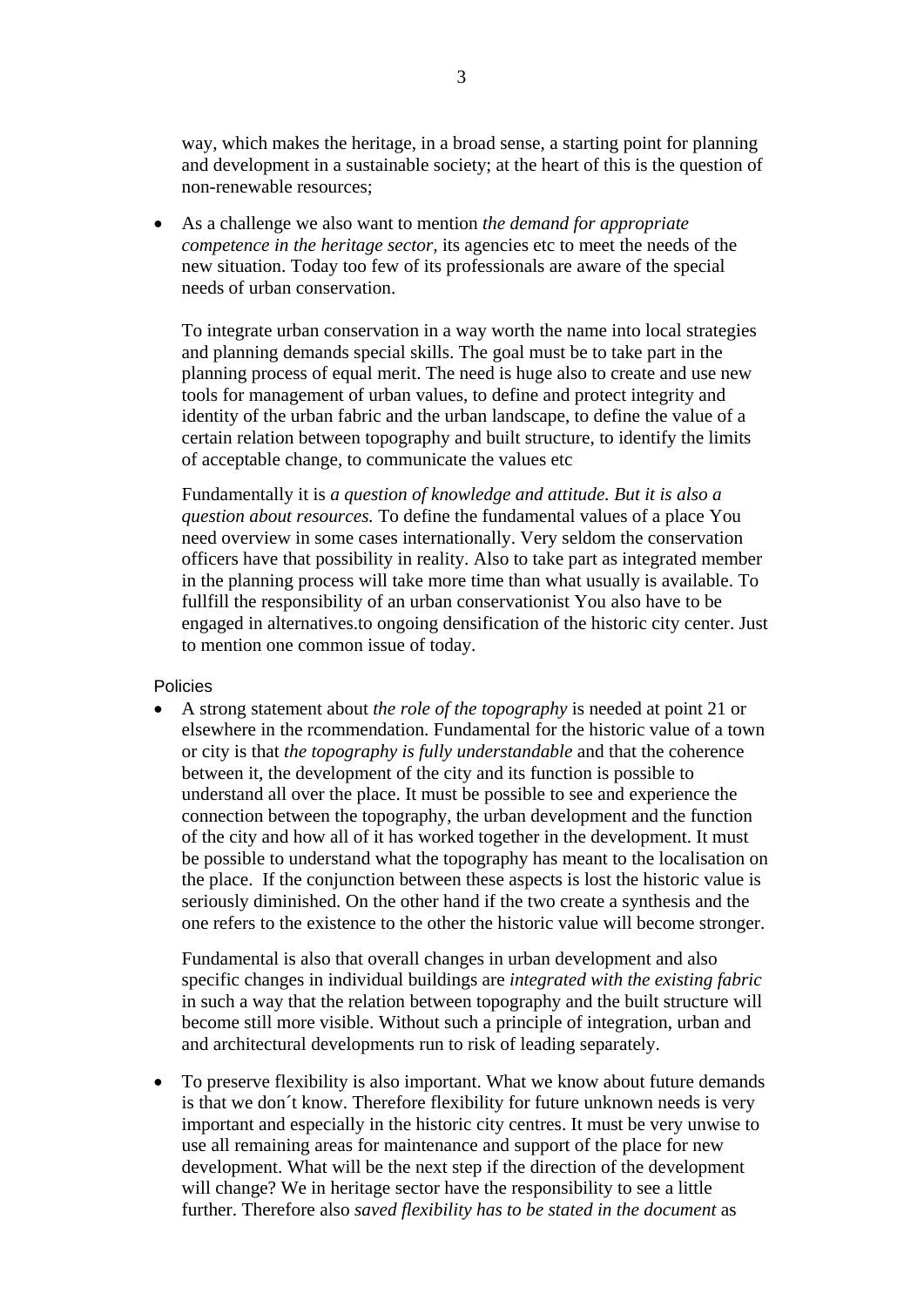way, which makes the heritage, in a broad sense, a starting point for planning and development in a sustainable society; at the heart of this is the question of non-renewable resources;

- As a challenge we also want to mention *the demand for appropriate competence in the heritage sector*, its agencies etc to meet the needs of the new situation. Today too few of its professionals are aware of the special needs of urban conservation.

  To integrate urban conservation in a way worth the name into local strategies and planning demands special skills. The goal must be to take part in the planning process of equal merit. The need is huge also to create and use new tools for management of urban values, to define and protect integrity and identity of the urban fabric and the urban landscape, to define the value of a certain relation between topography and built structure, to identify the limits of acceptable change, to communicate the values etc

  Fundamentally it is *a question of knowledge and attitude. But it is also a question about resources.* To define the fundamental values of a place You need overview in some cases internationally. Very seldom the conservation officers have that possibility in reality. Also to take part as integrated member in the planning process will take more time than what usually is available. To fullfill the responsibility of an urban conservationist You also have to be engaged in alternatives.to ongoing densification of the historic city center. Just to mention one common issue of today.

Policies

- A strong statement about *the role of the topography* is needed at point 21 or elsewhere in the rcommendation. Fundamental for the historic value of a town or city is that *the topography is fully understandable* and that the coherence between it, the development of the city and its function is possible to understand all over the place. It must be possible to see and experience the connection between the topography, the urban development and the function of the city and how all of it has worked together in the development. It must be possible to understand what the topography has meant to the localisation on the place. If the conjunction between these aspects is lost the historic value is seriously diminished. On the other hand if the two create a synthesis and the one refers to the existence to the other the historic value will become stronger.

  Fundamental is also that overall changes in urban development and also specific changes in individual buildings are *integrated with the existing fabric* in such a way that the relation between topography and the built structure will become still more visible. Without such a principle of integration, urban and and architectural developments run to risk of leading separately.

- To preserve flexibility is also important. What we know about future demands is that we don´t know. Therefore flexibility for future unknown needs is very important and especially in the historic city centres. It must be very unwise to use all remaining areas for maintenance and support of the place for new development. What will be the next step if the direction of the development will change? We in heritage sector have the responsibility to see a little further. Therefore also *saved flexibility has to be stated in the document* as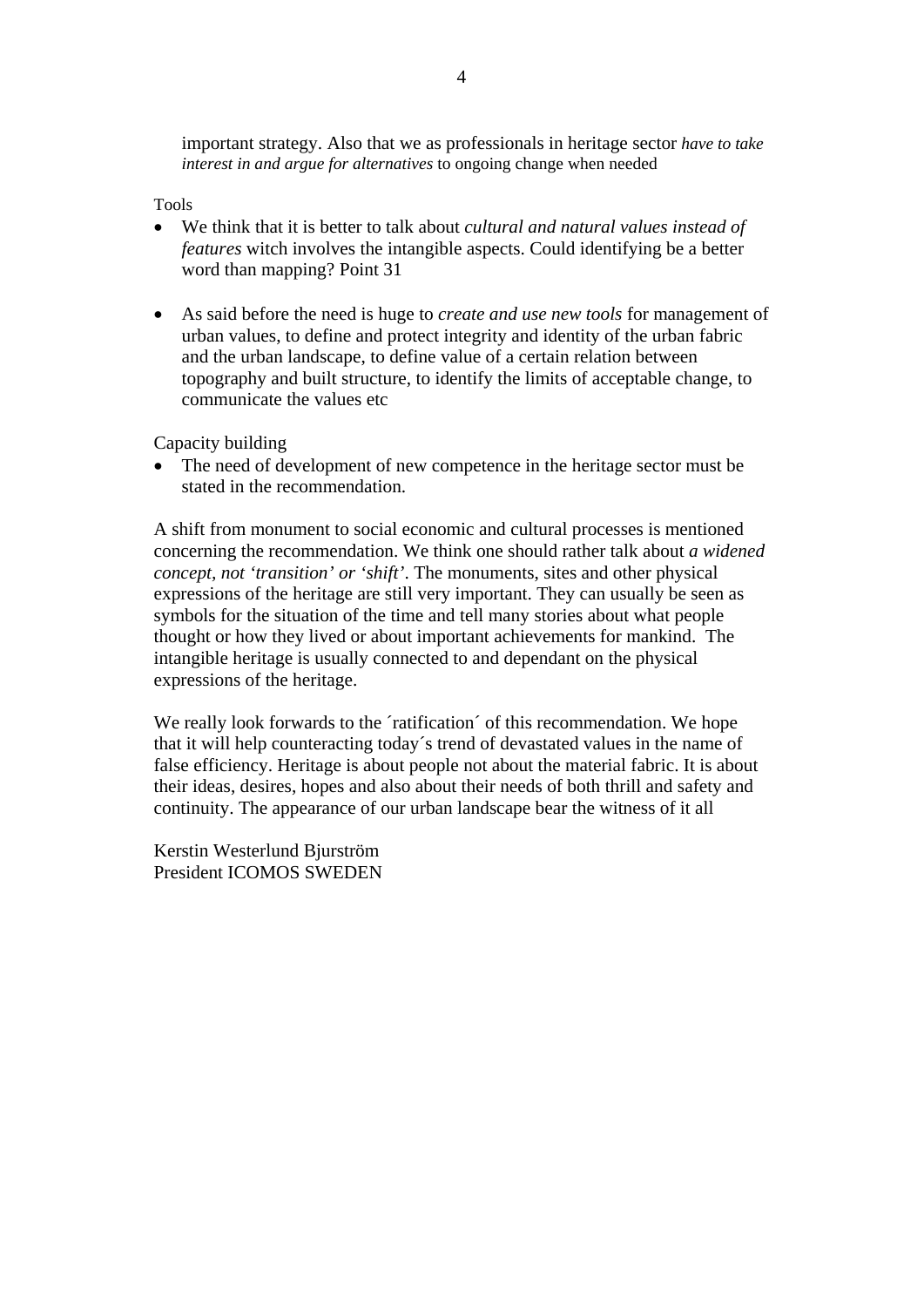important strategy. Also that we as professionals in heritage sector *have to take interest in and argue for alternatives* to ongoing change when needed

Tools

- We think that it is better to talk about *cultural and natural values instead of features* witch involves the intangible aspects. Could identifying be a better word than mapping? Point 31

- As said before the need is huge to *create and use new tools* for management of urban values, to define and protect integrity and identity of the urban fabric and the urban landscape, to define value of a certain relation between topography and built structure, to identify the limits of acceptable change, to communicate the values etc

Capacity building

- The need of development of new competence in the heritage sector must be stated in the recommendation.

A shift from monument to social economic and cultural processes is mentioned concerning the recommendation. We think one should rather talk about *a widened concept, not 'transition' or 'shift'*. The monuments, sites and other physical expressions of the heritage are still very important. They can usually be seen as symbols for the situation of the time and tell many stories about what people thought or how they lived or about important achievements for mankind. The intangible heritage is usually connected to and dependant on the physical expressions of the heritage.

We really look forwards to the ´ratification´ of this recommendation. We hope that it will help counteracting today´s trend of devastated values in the name of false efficiency. Heritage is about people not about the material fabric. It is about their ideas, desires, hopes and also about their needs of both thrill and safety and continuity. The appearance of our urban landscape bear the witness of it all

Kerstin Westerlund Bjurström
President ICOMOS SWEDEN